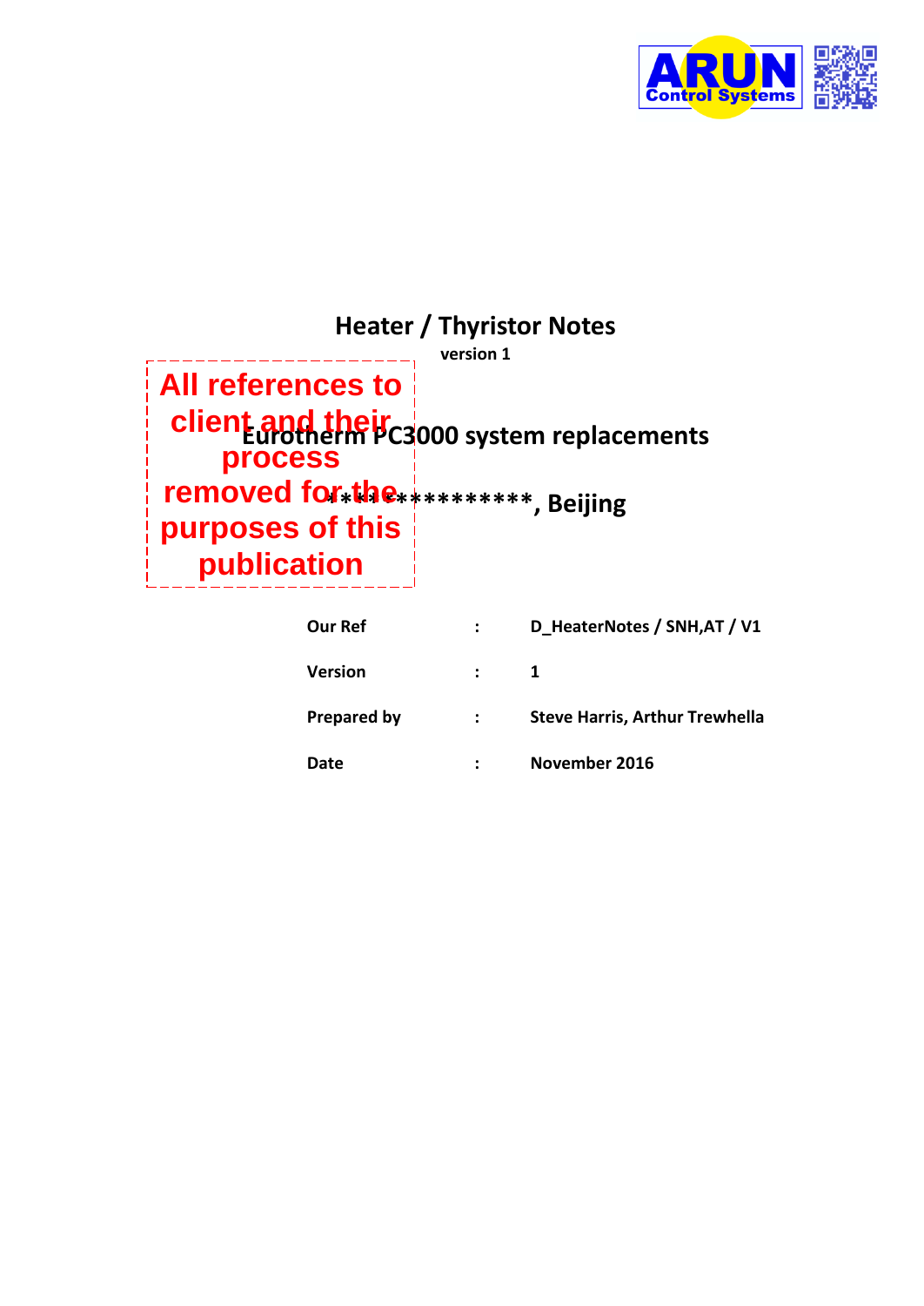# Heater / Thyristor Notes

**version 1**

All references to client and their process removed for the purposes of this publication

## Eurotherm PC3000 system replacements

## ***************, Beijing

| | | |
|---|---|---|
| **Our Ref** | **:** | **D_HeaterNotes / SNH,AT / V1** |
| **Version** | **:** | **1** |
| **Prepared by** | **:** | **Steve Harris, Arthur Trewhella** |
| **Date** | **:** | **November 2016** |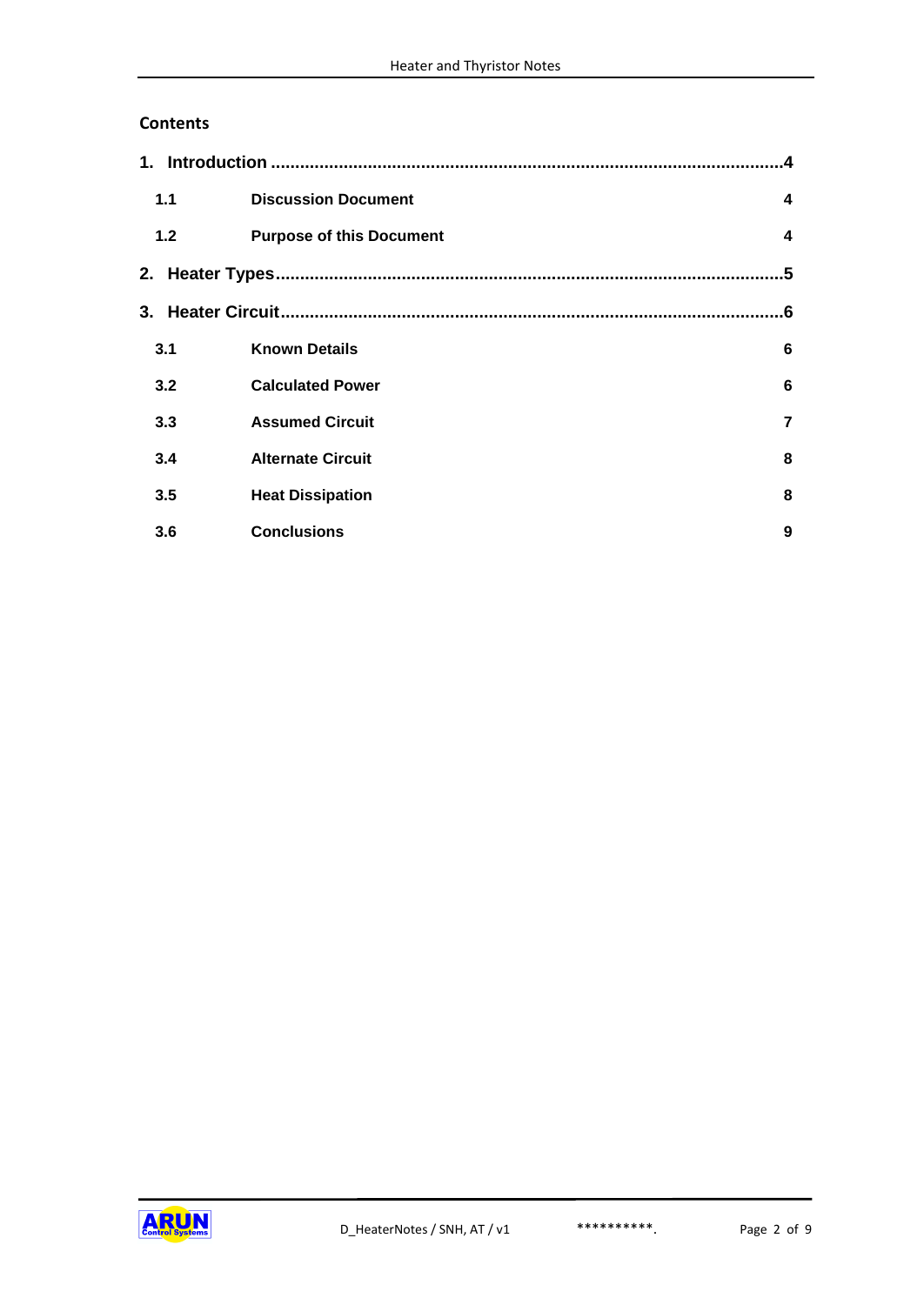## Contents

1. Introduction ..........................................................................................................4

| | | |
|---|---|---|
| 1.1 | Discussion Document | 4 |
| 1.2 | Purpose of this Document | 4 |

2. Heater Types.........................................................................................................5

3. Heater Circuit.......................................................................................................6

| | | |
|---|---|---|
| 3.1 | Known Details | 6 |
| 3.2 | Calculated Power | 6 |
| 3.3 | Assumed Circuit | 7 |
| 3.4 | Alternate Circuit | 8 |
| 3.5 | Heat Dissipation | 8 |
| 3.6 | Conclusions | 9 |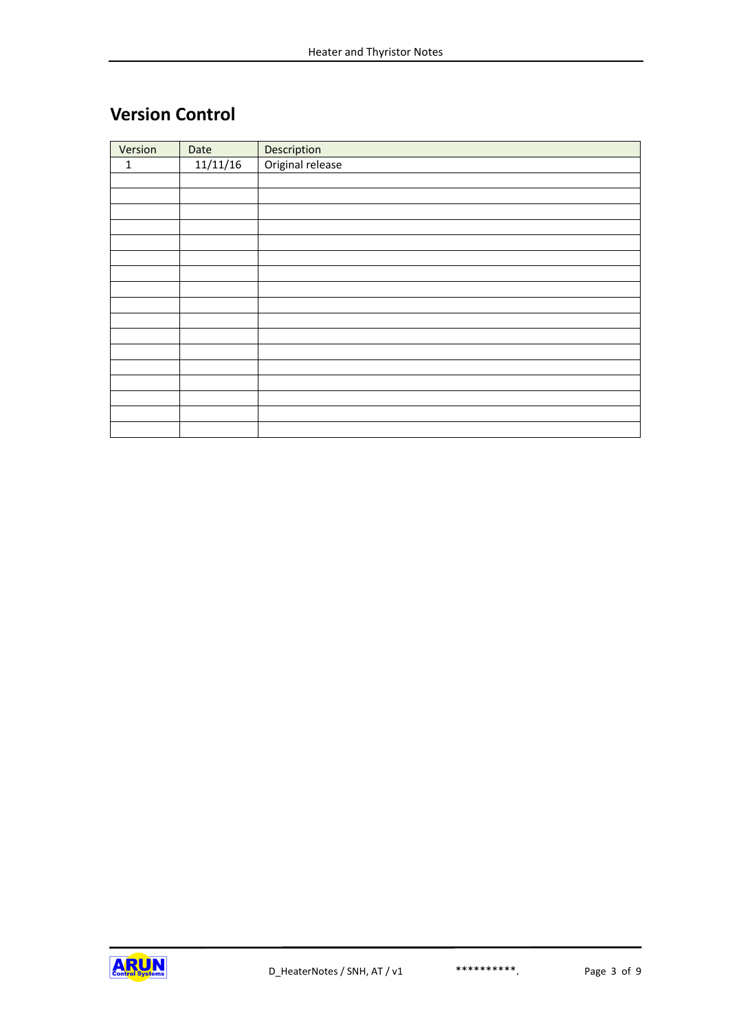## Version Control

| Version | Date | Description |
|---|---|---|
| 1 | 11/11/16 | Original release |
| | | |
| | | |
| | | |
| | | |
| | | |
| | | |
| | | |
| | | |
| | | |
| | | |
| | | |
| | | |
| | | |
| | | |
| | | |
| | | |
| | | |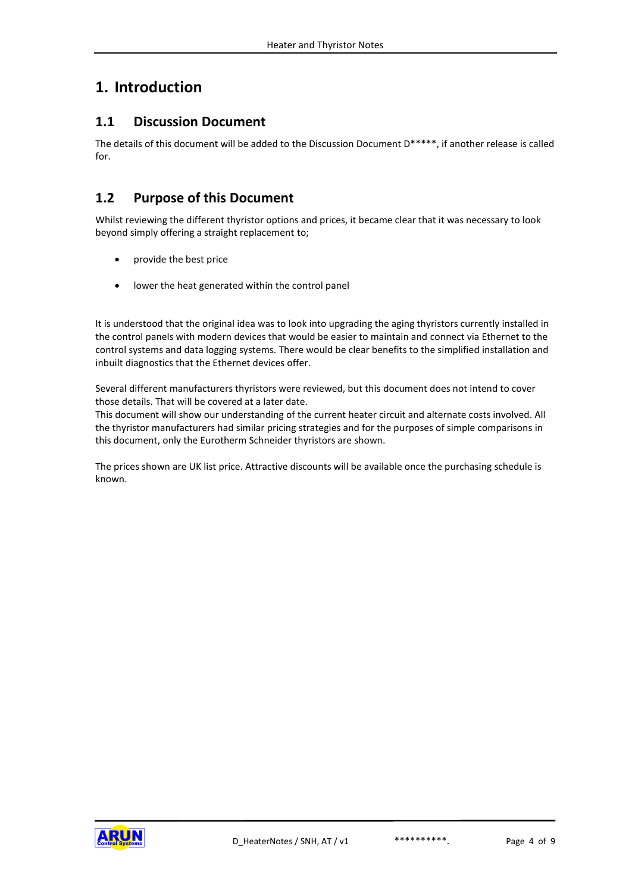# 1. Introduction

## 1.1 Discussion Document

The details of this document will be added to the Discussion Document D*****, if another release is called for.

## 1.2 Purpose of this Document

Whilst reviewing the different thyristor options and prices, it became clear that it was necessary to look beyond simply offering a straight replacement to;

- provide the best price
- lower the heat generated within the control panel

It is understood that the original idea was to look into upgrading the aging thyristors currently installed in the control panels with modern devices that would be easier to maintain and connect via Ethernet to the control systems and data logging systems. There would be clear benefits to the simplified installation and inbuilt diagnostics that the Ethernet devices offer.

Several different manufacturers thyristors were reviewed, but this document does not intend to cover those details. That will be covered at a later date.
This document will show our understanding of the current heater circuit and alternate costs involved. All the thyristor manufacturers had similar pricing strategies and for the purposes of simple comparisons in this document, only the Eurotherm Schneider thyristors are shown.

The prices shown are UK list price. Attractive discounts will be available once the purchasing schedule is known.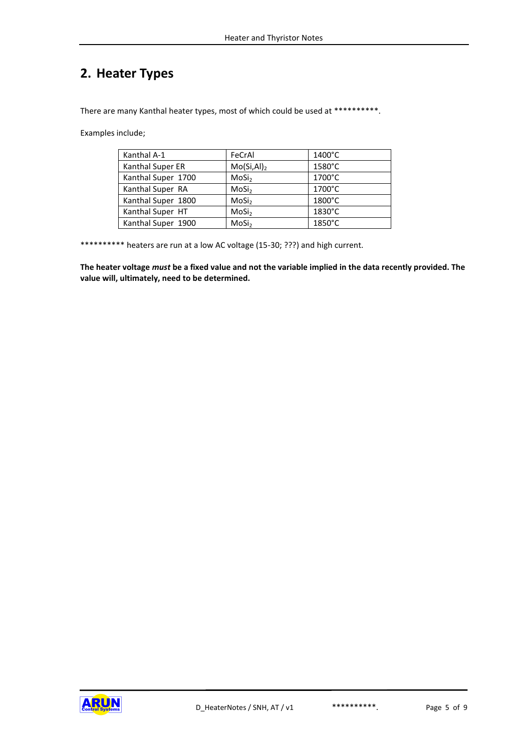## 2. Heater Types

There are many Kanthal heater types, most of which could be used at **********.

Examples include;

| | | |
|---|---|---|
| Kanthal A-1 | FeCrAl | 1400°C |
| Kanthal Super ER | $Mo(Si,Al)_2$ | 1580°C |
| Kanthal Super 1700 | $MoSi_2$ | 1700°C |
| Kanthal Super RA | $MoSi_2$ | 1700°C |
| Kanthal Super 1800 | $MoSi_2$ | 1800°C |
| Kanthal Super HT | $MoSi_2$ | 1830°C |
| Kanthal Super 1900 | $MoSi_2$ | 1850°C |

********** heaters are run at a low AC voltage (15-30; ???) and high current.

**The heater voltage *must* be a fixed value and not the variable implied in the data recently provided. The value will, ultimately, need to be determined.**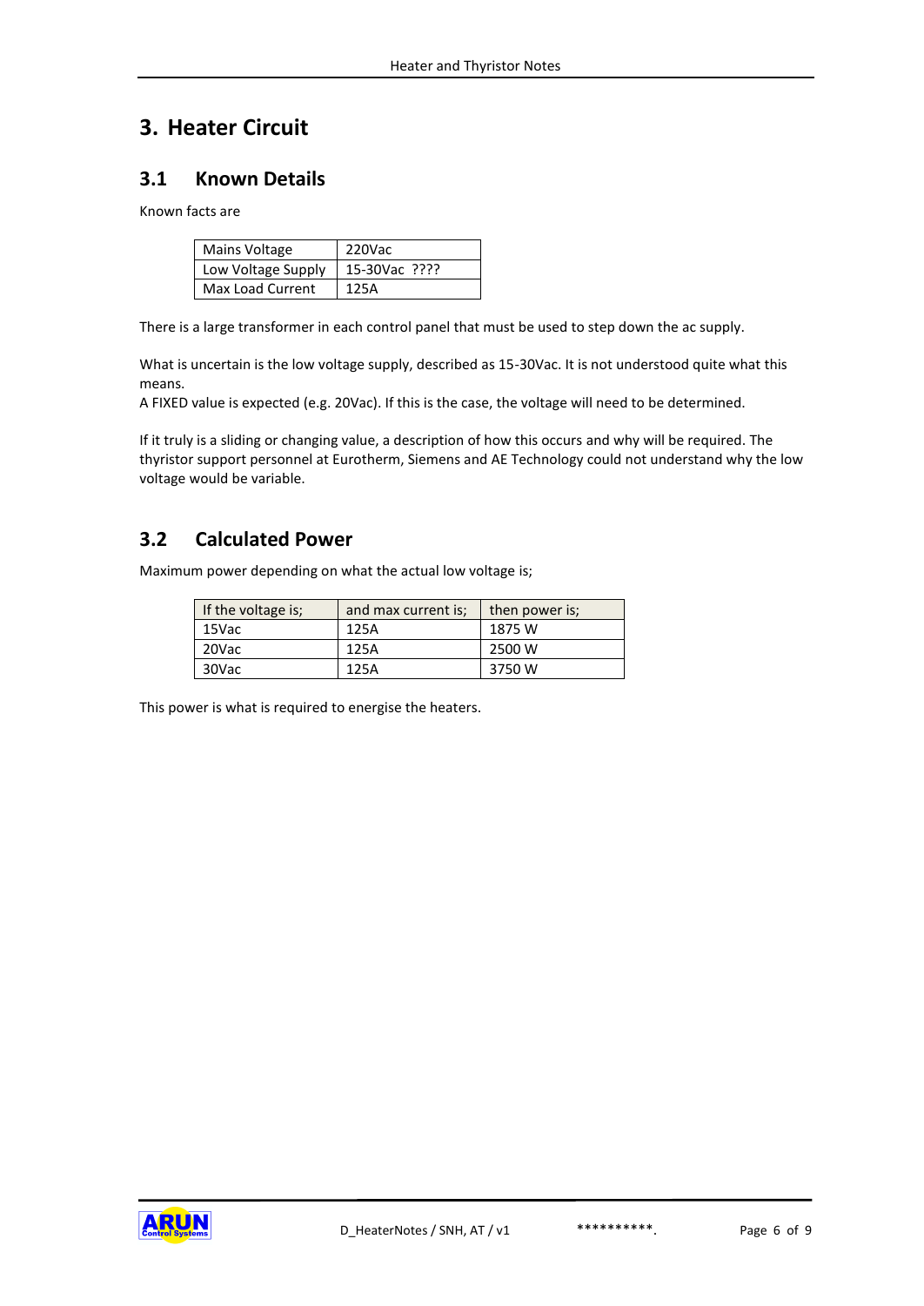# 3. Heater Circuit

## 3.1 Known Details

Known facts are

| Mains Voltage | 220Vac |
|---|---|
| Low Voltage Supply | 15-30Vac ???? |
| Max Load Current | 125A |

There is a large transformer in each control panel that must be used to step down the ac supply.

What is uncertain is the low voltage supply, described as 15-30Vac. It is not understood quite what this means.
A FIXED value is expected (e.g. 20Vac). If this is the case, the voltage will need to be determined.

If it truly is a sliding or changing value, a description of how this occurs and why will be required. The thyristor support personnel at Eurotherm, Siemens and AE Technology could not understand why the low voltage would be variable.

## 3.2 Calculated Power

Maximum power depending on what the actual low voltage is;

| If the voltage is; | and max current is; | then power is; |
|---|---|---|
| 15Vac | 125A | 1875 W |
| 20Vac | 125A | 2500 W |
| 30Vac | 125A | 3750 W |

This power is what is required to energise the heaters.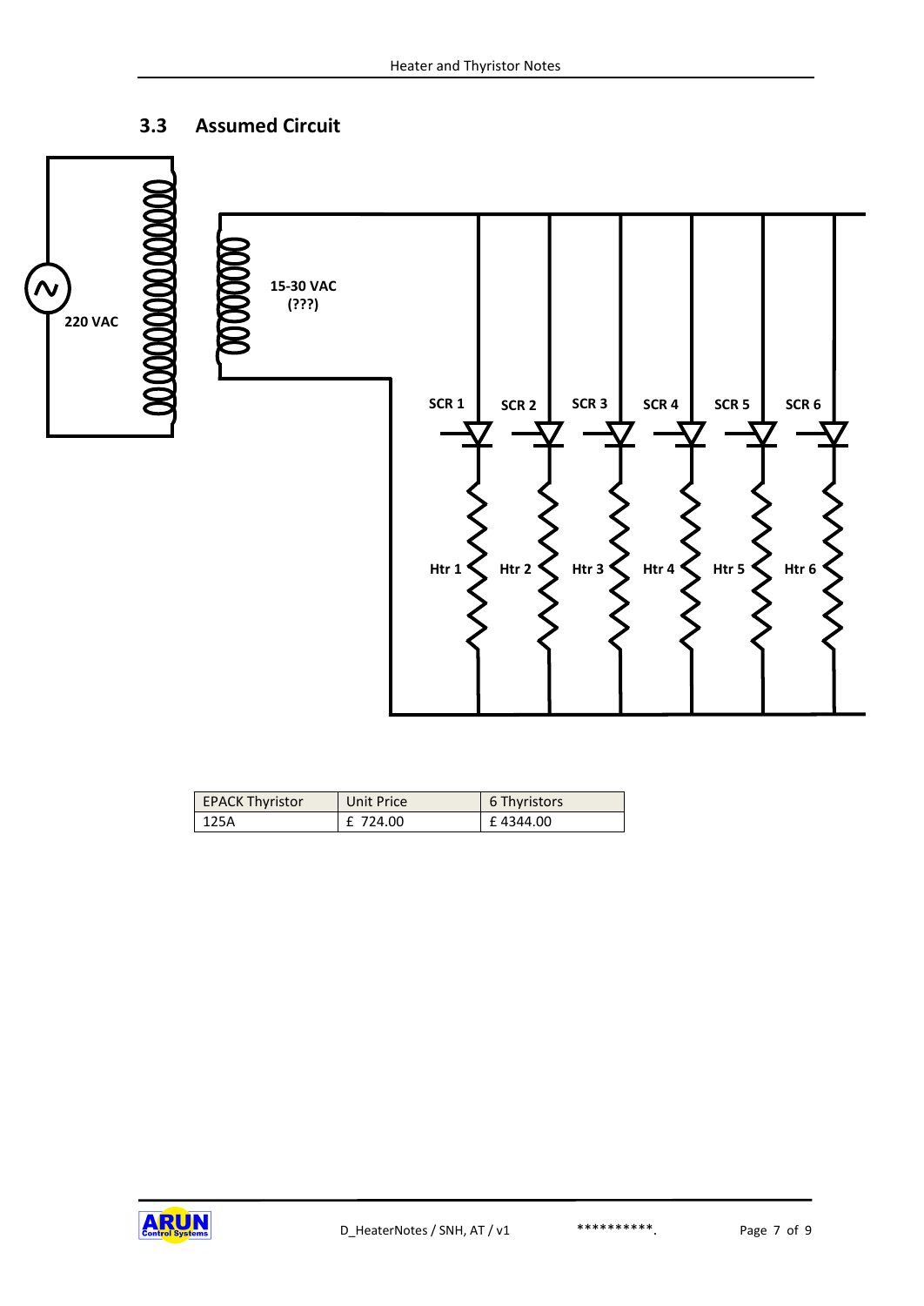## 3.3 Assumed Circuit

220 VAC

15-30 VAC (???)

SCR 1 SCR 2 SCR 3 SCR 4 SCR 5 SCR 6

Htr 1 Htr 2 Htr 3 Htr 4 Htr 5 Htr 6

| EPACK Thyristor | Unit Price | 6 Thyristors |
|---|---|---|
| 125A | £ 724.00 | £ 4344.00 |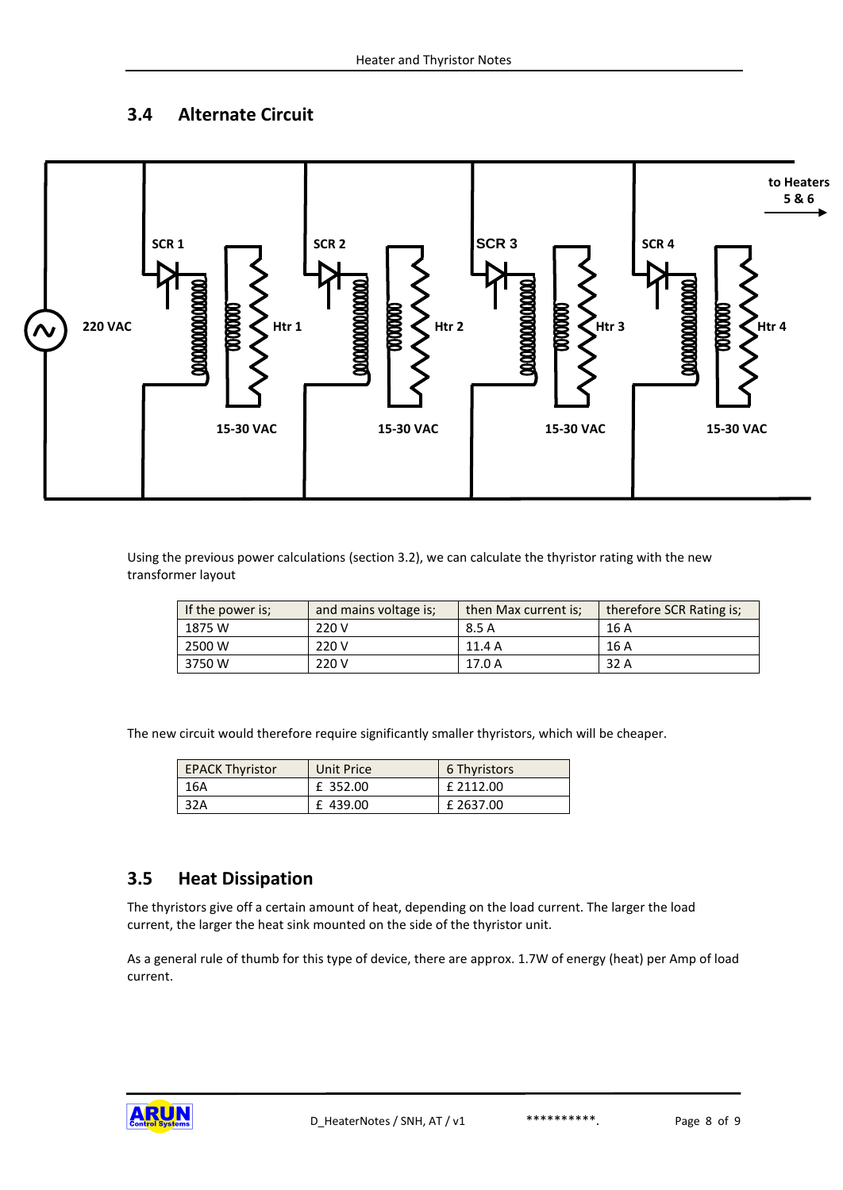## 3.4 Alternate Circuit

Using the previous power calculations (section 3.2), we can calculate the thyristor rating with the new transformer layout

| If the power is; | and mains voltage is; | then Max current is; | therefore SCR Rating is; |
|---|---|---|---|
| 1875 W | 220 V | 8.5 A | 16 A |
| 2500 W | 220 V | 11.4 A | 16 A |
| 3750 W | 220 V | 17.0 A | 32 A |

The new circuit would therefore require significantly smaller thyristors, which will be cheaper.

| EPACK Thyristor | Unit Price | 6 Thyristors |
|---|---|---|
| 16A | £ 352.00 | £ 2112.00 |
| 32A | £ 439.00 | £ 2637.00 |

## 3.5 Heat Dissipation

The thyristors give off a certain amount of heat, depending on the load current. The larger the load current, the larger the heat sink mounted on the side of the thyristor unit.

As a general rule of thumb for this type of device, there are approx. 1.7W of energy (heat) per Amp of load current.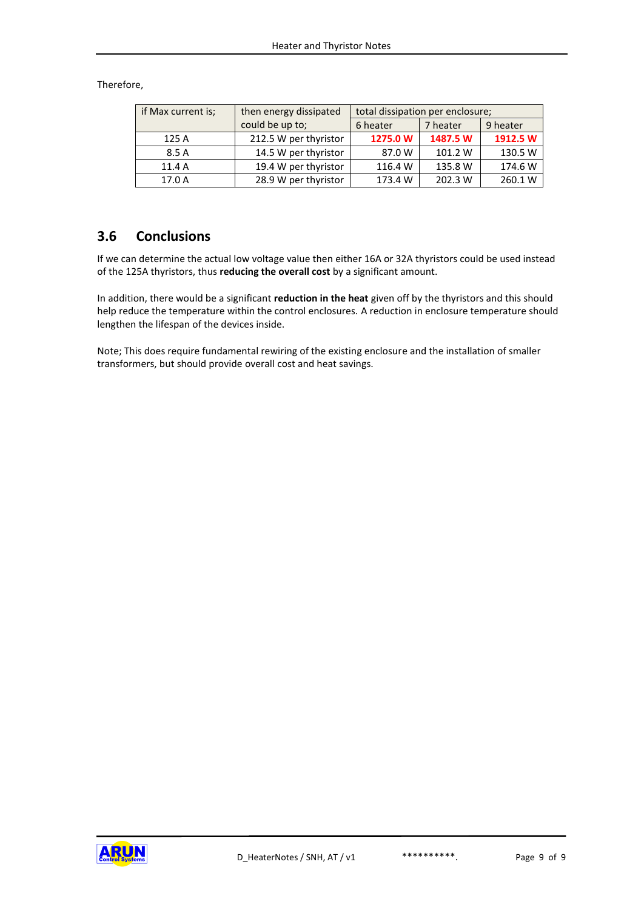Therefore,

| if Max current is; | then energy dissipated could be up to; | total dissipation per enclosure; | | |
|---|---|---|---|---|
| | | 6 heater | 7 heater | 9 heater |
| 125 A | 212.5 W per thyristor | **1275.0 W** | **1487.5 W** | **1912.5 W** |
| 8.5 A | 14.5 W per thyristor | 87.0 W | 101.2 W | 130.5 W |
| 11.4 A | 19.4 W per thyristor | 116.4 W | 135.8 W | 174.6 W |
| 17.0 A | 28.9 W per thyristor | 173.4 W | 202.3 W | 260.1 W |

## 3.6 Conclusions

If we can determine the actual low voltage value then either 16A or 32A thyristors could be used instead of the 125A thyristors, thus **reducing the overall cost** by a significant amount.

In addition, there would be a significant **reduction in the heat** given off by the thyristors and this should help reduce the temperature within the control enclosures. A reduction in enclosure temperature should lengthen the lifespan of the devices inside.

Note; This does require fundamental rewiring of the existing enclosure and the installation of smaller transformers, but should provide overall cost and heat savings.